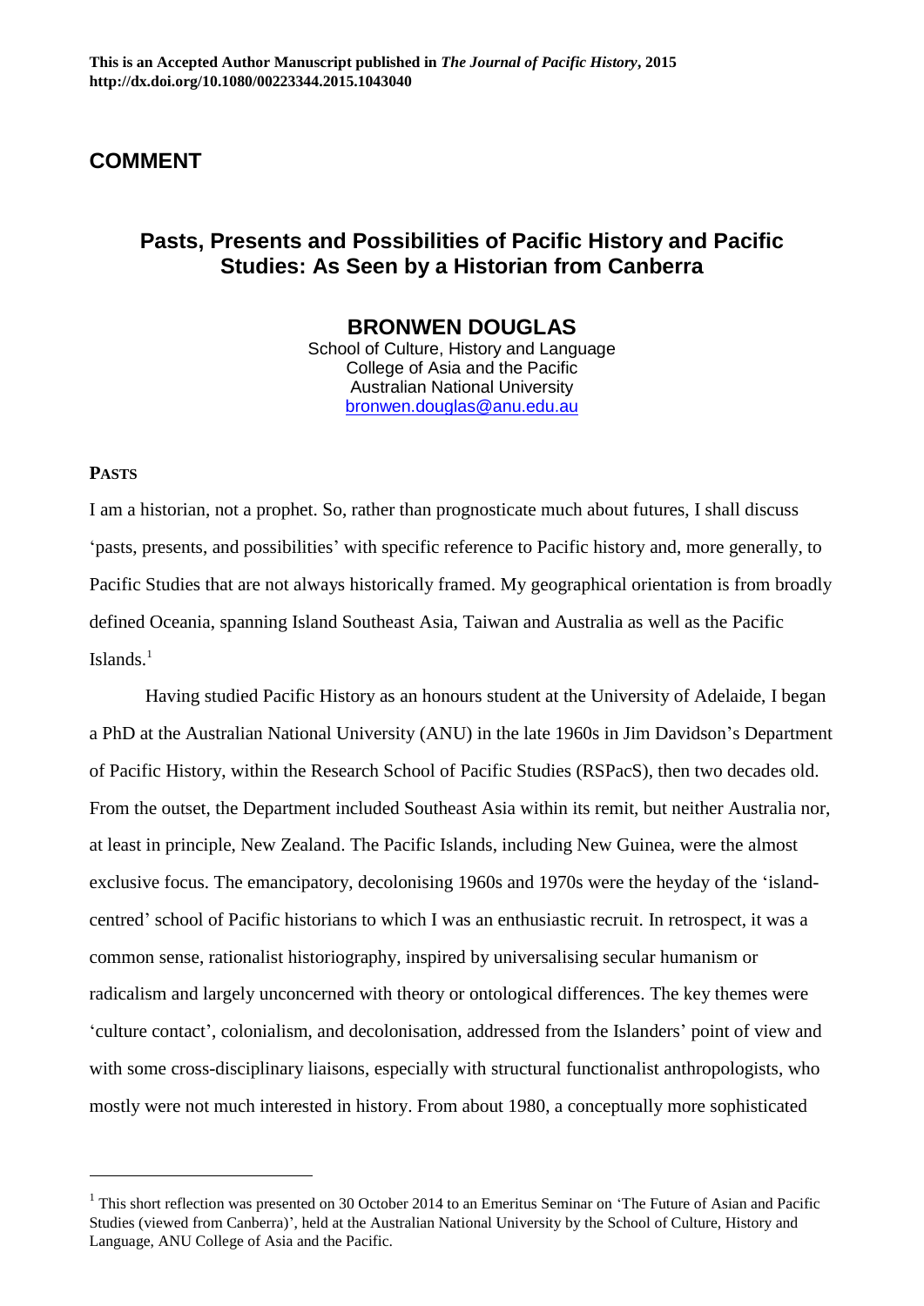**This is an Accepted Author Manuscript published in *The Journal of Pacific History*, 2015 http://dx.doi.org/10.1080/00223344.2015.1043040**

## COMMENT

# Pasts, Presents and Possibilities of Pacific History and Pacific Studies: As Seen by a Historian from Canberra

**BRONWEN DOUGLAS**

School of Culture, History and Language
College of Asia and the Pacific
Australian National University
bronwen.douglas@anu.edu.au

### PASTS

I am a historian, not a prophet. So, rather than prognosticate much about futures, I shall discuss 'pasts, presents, and possibilities' with specific reference to Pacific history and, more generally, to Pacific Studies that are not always historically framed. My geographical orientation is from broadly defined Oceania, spanning Island Southeast Asia, Taiwan and Australia as well as the Pacific Islands.[1]

Having studied Pacific History as an honours student at the University of Adelaide, I began a PhD at the Australian National University (ANU) in the late 1960s in Jim Davidson's Department of Pacific History, within the Research School of Pacific Studies (RSPacS), then two decades old. From the outset, the Department included Southeast Asia within its remit, but neither Australia nor, at least in principle, New Zealand. The Pacific Islands, including New Guinea, were the almost exclusive focus. The emancipatory, decolonising 1960s and 1970s were the heyday of the 'island-centred' school of Pacific historians to which I was an enthusiastic recruit. In retrospect, it was a common sense, rationalist historiography, inspired by universalising secular humanism or radicalism and largely unconcerned with theory or ontological differences. The key themes were 'culture contact', colonialism, and decolonisation, addressed from the Islanders' point of view and with some cross-disciplinary liaisons, especially with structural functionalist anthropologists, who mostly were not much interested in history. From about 1980, a conceptually more sophisticated

[1] This short reflection was presented on 30 October 2014 to an Emeritus Seminar on 'The Future of Asian and Pacific Studies (viewed from Canberra)', held at the Australian National University by the School of Culture, History and Language, ANU College of Asia and the Pacific.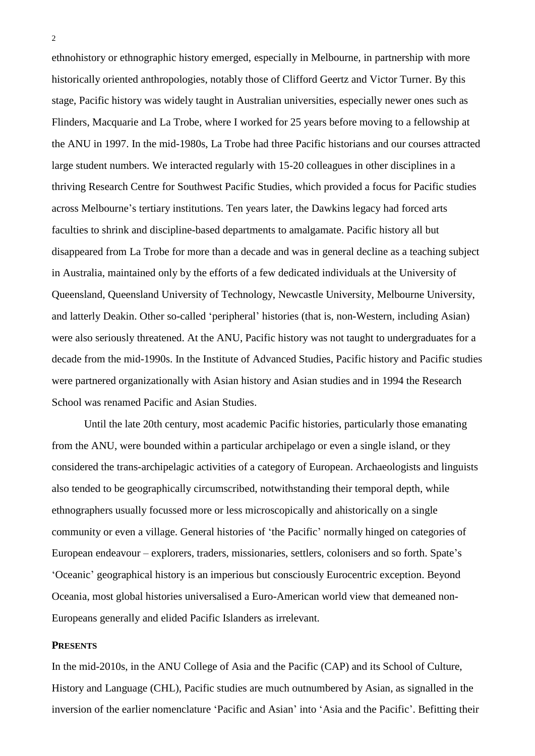ethnohistory or ethnographic history emerged, especially in Melbourne, in partnership with more historically oriented anthropologies, notably those of Clifford Geertz and Victor Turner. By this stage, Pacific history was widely taught in Australian universities, especially newer ones such as Flinders, Macquarie and La Trobe, where I worked for 25 years before moving to a fellowship at the ANU in 1997. In the mid-1980s, La Trobe had three Pacific historians and our courses attracted large student numbers. We interacted regularly with 15-20 colleagues in other disciplines in a thriving Research Centre for Southwest Pacific Studies, which provided a focus for Pacific studies across Melbourne's tertiary institutions. Ten years later, the Dawkins legacy had forced arts faculties to shrink and discipline-based departments to amalgamate. Pacific history all but disappeared from La Trobe for more than a decade and was in general decline as a teaching subject in Australia, maintained only by the efforts of a few dedicated individuals at the University of Queensland, Queensland University of Technology, Newcastle University, Melbourne University, and latterly Deakin. Other so-called 'peripheral' histories (that is, non-Western, including Asian) were also seriously threatened. At the ANU, Pacific history was not taught to undergraduates for a decade from the mid-1990s. In the Institute of Advanced Studies, Pacific history and Pacific studies were partnered organizationally with Asian history and Asian studies and in 1994 the Research School was renamed Pacific and Asian Studies.

Until the late 20th century, most academic Pacific histories, particularly those emanating from the ANU, were bounded within a particular archipelago or even a single island, or they considered the trans-archipelagic activities of a category of European. Archaeologists and linguists also tended to be geographically circumscribed, notwithstanding their temporal depth, while ethnographers usually focussed more or less microscopically and ahistorically on a single community or even a village. General histories of 'the Pacific' normally hinged on categories of European endeavour – explorers, traders, missionaries, settlers, colonisers and so forth. Spate's 'Oceanic' geographical history is an imperious but consciously Eurocentric exception. Beyond Oceania, most global histories universalised a Euro-American world view that demeaned non-Europeans generally and elided Pacific Islanders as irrelevant.

## PRESENTS

In the mid-2010s, in the ANU College of Asia and the Pacific (CAP) and its School of Culture, History and Language (CHL), Pacific studies are much outnumbered by Asian, as signalled in the inversion of the earlier nomenclature 'Pacific and Asian' into 'Asia and the Pacific'. Befitting their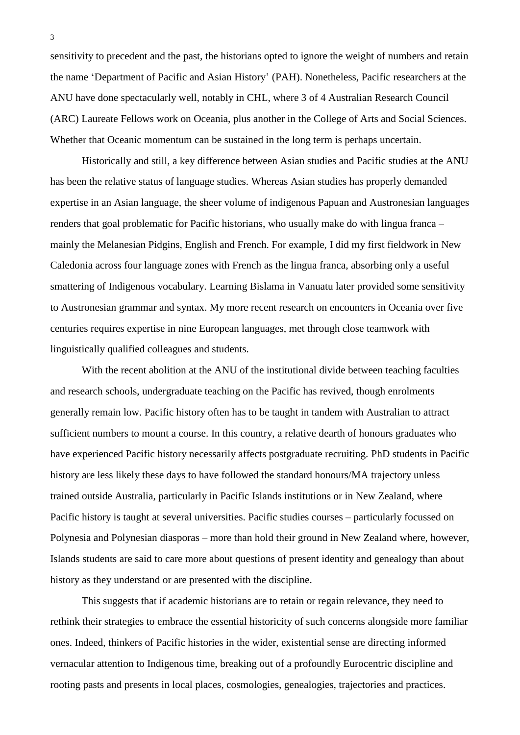sensitivity to precedent and the past, the historians opted to ignore the weight of numbers and retain the name 'Department of Pacific and Asian History' (PAH). Nonetheless, Pacific researchers at the ANU have done spectacularly well, notably in CHL, where 3 of 4 Australian Research Council (ARC) Laureate Fellows work on Oceania, plus another in the College of Arts and Social Sciences. Whether that Oceanic momentum can be sustained in the long term is perhaps uncertain.

Historically and still, a key difference between Asian studies and Pacific studies at the ANU has been the relative status of language studies. Whereas Asian studies has properly demanded expertise in an Asian language, the sheer volume of indigenous Papuan and Austronesian languages renders that goal problematic for Pacific historians, who usually make do with lingua franca – mainly the Melanesian Pidgins, English and French. For example, I did my first fieldwork in New Caledonia across four language zones with French as the lingua franca, absorbing only a useful smattering of Indigenous vocabulary. Learning Bislama in Vanuatu later provided some sensitivity to Austronesian grammar and syntax. My more recent research on encounters in Oceania over five centuries requires expertise in nine European languages, met through close teamwork with linguistically qualified colleagues and students.

With the recent abolition at the ANU of the institutional divide between teaching faculties and research schools, undergraduate teaching on the Pacific has revived, though enrolments generally remain low. Pacific history often has to be taught in tandem with Australian to attract sufficient numbers to mount a course. In this country, a relative dearth of honours graduates who have experienced Pacific history necessarily affects postgraduate recruiting. PhD students in Pacific history are less likely these days to have followed the standard honours/MA trajectory unless trained outside Australia, particularly in Pacific Islands institutions or in New Zealand, where Pacific history is taught at several universities. Pacific studies courses – particularly focussed on Polynesia and Polynesian diasporas – more than hold their ground in New Zealand where, however, Islands students are said to care more about questions of present identity and genealogy than about history as they understand or are presented with the discipline.

This suggests that if academic historians are to retain or regain relevance, they need to rethink their strategies to embrace the essential historicity of such concerns alongside more familiar ones. Indeed, thinkers of Pacific histories in the wider, existential sense are directing informed vernacular attention to Indigenous time, breaking out of a profoundly Eurocentric discipline and rooting pasts and presents in local places, cosmologies, genealogies, trajectories and practices.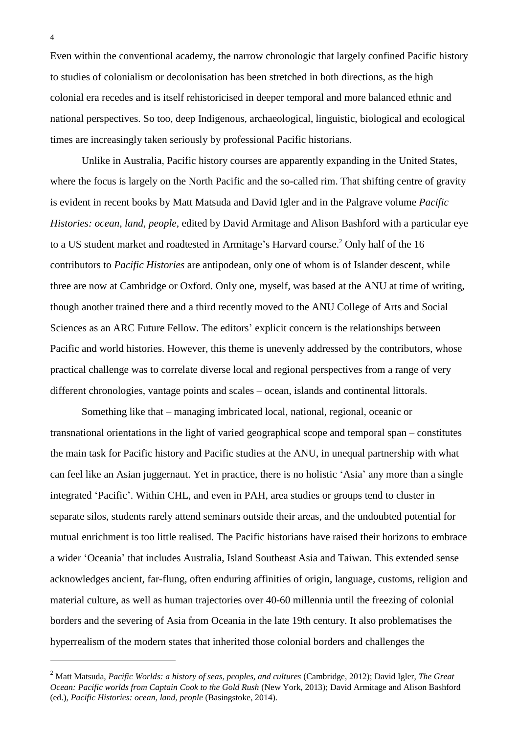Even within the conventional academy, the narrow chronologic that largely confined Pacific history to studies of colonialism or decolonisation has been stretched in both directions, as the high colonial era recedes and is itself rehistoricised in deeper temporal and more balanced ethnic and national perspectives. So too, deep Indigenous, archaeological, linguistic, biological and ecological times are increasingly taken seriously by professional Pacific historians.

Unlike in Australia, Pacific history courses are apparently expanding in the United States, where the focus is largely on the North Pacific and the so-called rim. That shifting centre of gravity is evident in recent books by Matt Matsuda and David Igler and in the Palgrave volume *Pacific Histories: ocean, land, people*, edited by David Armitage and Alison Bashford with a particular eye to a US student market and roadtested in Armitage's Harvard course.[2] Only half of the 16 contributors to *Pacific Histories* are antipodean, only one of whom is of Islander descent, while three are now at Cambridge or Oxford. Only one, myself, was based at the ANU at time of writing, though another trained there and a third recently moved to the ANU College of Arts and Social Sciences as an ARC Future Fellow. The editors' explicit concern is the relationships between Pacific and world histories. However, this theme is unevenly addressed by the contributors, whose practical challenge was to correlate diverse local and regional perspectives from a range of very different chronologies, vantage points and scales – ocean, islands and continental littorals.

Something like that – managing imbricated local, national, regional, oceanic or transnational orientations in the light of varied geographical scope and temporal span – constitutes the main task for Pacific history and Pacific studies at the ANU, in unequal partnership with what can feel like an Asian juggernaut. Yet in practice, there is no holistic 'Asia' any more than a single integrated 'Pacific'. Within CHL, and even in PAH, area studies or groups tend to cluster in separate silos, students rarely attend seminars outside their areas, and the undoubted potential for mutual enrichment is too little realised. The Pacific historians have raised their horizons to embrace a wider 'Oceania' that includes Australia, Island Southeast Asia and Taiwan. This extended sense acknowledges ancient, far-flung, often enduring affinities of origin, language, customs, religion and material culture, as well as human trajectories over 40-60 millennia until the freezing of colonial borders and the severing of Asia from Oceania in the late 19th century. It also problematises the hyperrealism of the modern states that inherited those colonial borders and challenges the

---

[2] Matt Matsuda, *Pacific Worlds: a history of seas, peoples, and cultures* (Cambridge, 2012); David Igler, *The Great Ocean: Pacific worlds from Captain Cook to the Gold Rush* (New York, 2013); David Armitage and Alison Bashford (ed.), *Pacific Histories: ocean, land, people* (Basingstoke, 2014).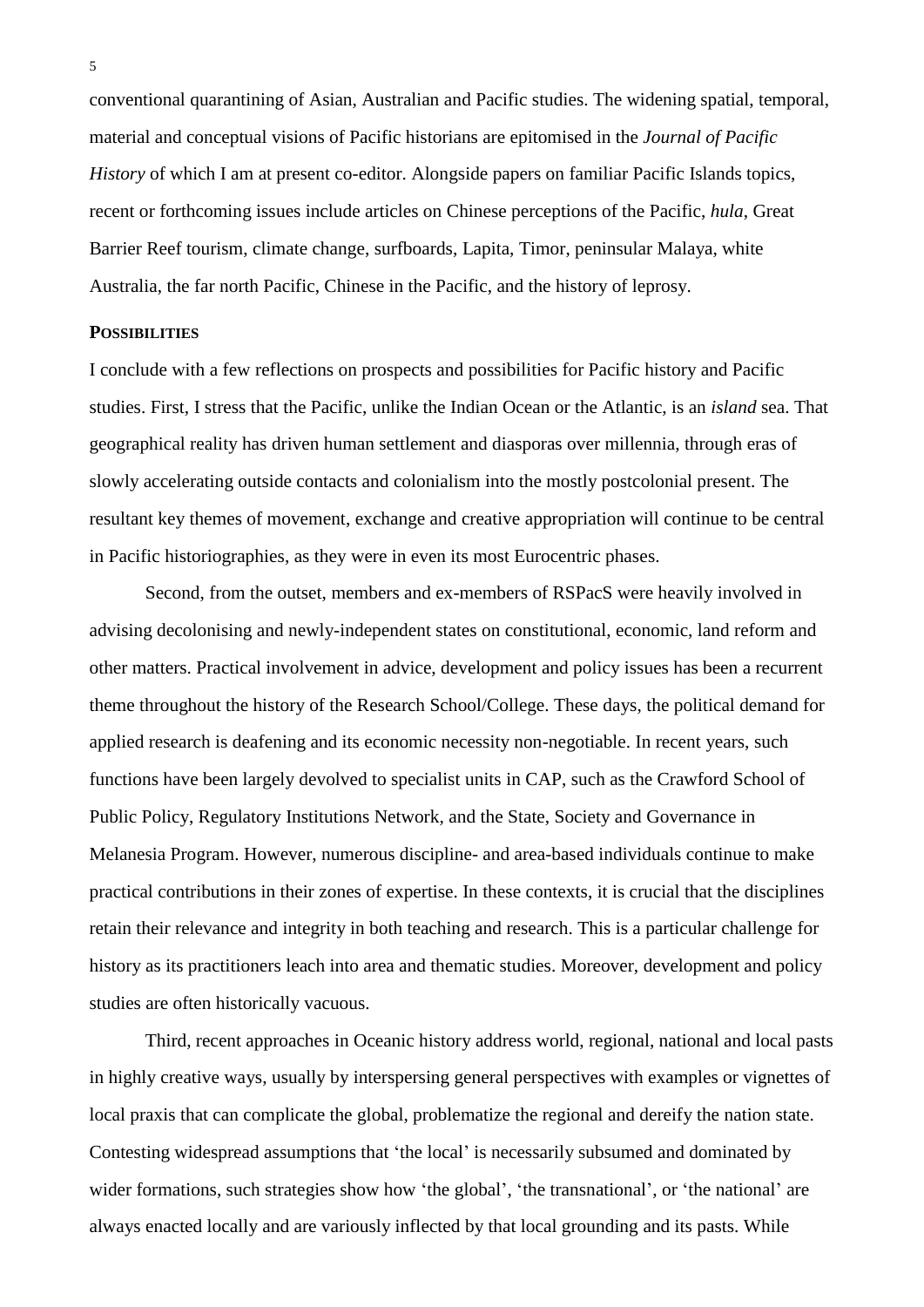conventional quarantining of Asian, Australian and Pacific studies. The widening spatial, temporal, material and conceptual visions of Pacific historians are epitomised in the *Journal of Pacific History* of which I am at present co-editor. Alongside papers on familiar Pacific Islands topics, recent or forthcoming issues include articles on Chinese perceptions of the Pacific, *hula*, Great Barrier Reef tourism, climate change, surfboards, Lapita, Timor, peninsular Malaya, white Australia, the far north Pacific, Chinese in the Pacific, and the history of leprosy.

## POSSIBILITIES

I conclude with a few reflections on prospects and possibilities for Pacific history and Pacific studies. First, I stress that the Pacific, unlike the Indian Ocean or the Atlantic, is an *island* sea. That geographical reality has driven human settlement and diasporas over millennia, through eras of slowly accelerating outside contacts and colonialism into the mostly postcolonial present. The resultant key themes of movement, exchange and creative appropriation will continue to be central in Pacific historiographies, as they were in even its most Eurocentric phases.

Second, from the outset, members and ex-members of RSPacS were heavily involved in advising decolonising and newly-independent states on constitutional, economic, land reform and other matters. Practical involvement in advice, development and policy issues has been a recurrent theme throughout the history of the Research School/College. These days, the political demand for applied research is deafening and its economic necessity non-negotiable. In recent years, such functions have been largely devolved to specialist units in CAP, such as the Crawford School of Public Policy, Regulatory Institutions Network, and the State, Society and Governance in Melanesia Program. However, numerous discipline- and area-based individuals continue to make practical contributions in their zones of expertise. In these contexts, it is crucial that the disciplines retain their relevance and integrity in both teaching and research. This is a particular challenge for history as its practitioners leach into area and thematic studies. Moreover, development and policy studies are often historically vacuous.

Third, recent approaches in Oceanic history address world, regional, national and local pasts in highly creative ways, usually by interspersing general perspectives with examples or vignettes of local praxis that can complicate the global, problematize the regional and dereify the nation state. Contesting widespread assumptions that 'the local' is necessarily subsumed and dominated by wider formations, such strategies show how 'the global', 'the transnational', or 'the national' are always enacted locally and are variously inflected by that local grounding and its pasts. While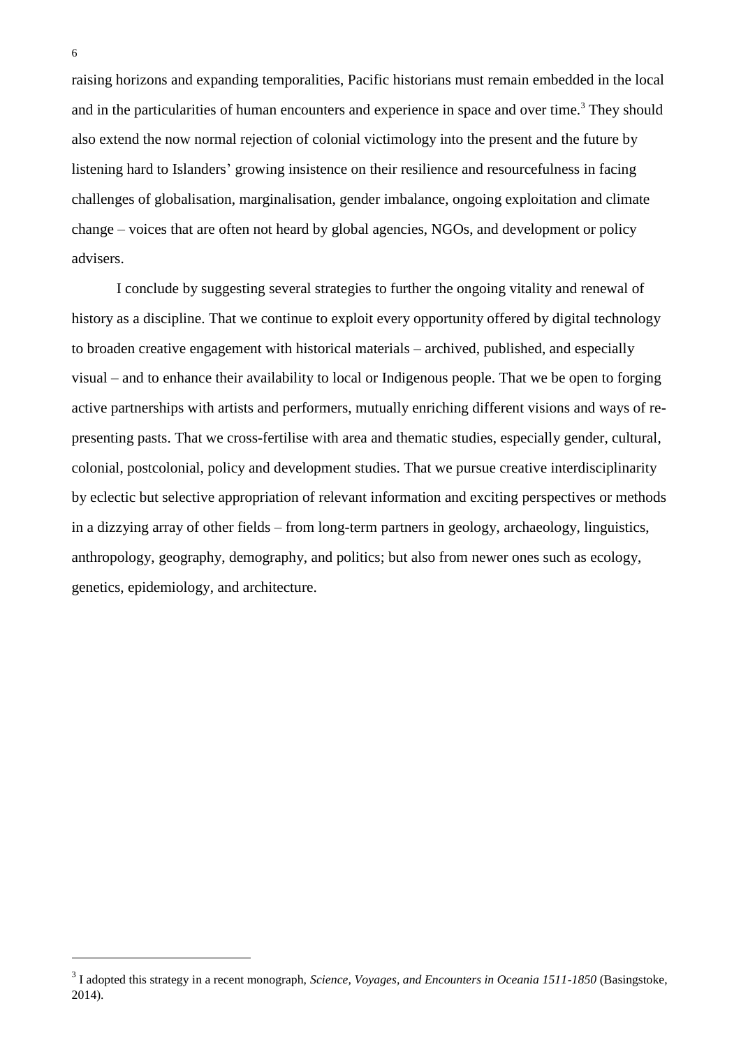raising horizons and expanding temporalities, Pacific historians must remain embedded in the local and in the particularities of human encounters and experience in space and over time.[3] They should also extend the now normal rejection of colonial victimology into the present and the future by listening hard to Islanders' growing insistence on their resilience and resourcefulness in facing challenges of globalisation, marginalisation, gender imbalance, ongoing exploitation and climate change – voices that are often not heard by global agencies, NGOs, and development or policy advisers.

I conclude by suggesting several strategies to further the ongoing vitality and renewal of history as a discipline. That we continue to exploit every opportunity offered by digital technology to broaden creative engagement with historical materials – archived, published, and especially visual – and to enhance their availability to local or Indigenous people. That we be open to forging active partnerships with artists and performers, mutually enriching different visions and ways of re-presenting pasts. That we cross-fertilise with area and thematic studies, especially gender, cultural, colonial, postcolonial, policy and development studies. That we pursue creative interdisciplinarity by eclectic but selective appropriation of relevant information and exciting perspectives or methods in a dizzying array of other fields – from long-term partners in geology, archaeology, linguistics, anthropology, geography, demography, and politics; but also from newer ones such as ecology, genetics, epidemiology, and architecture.

[3] I adopted this strategy in a recent monograph, *Science, Voyages, and Encounters in Oceania 1511-1850* (Basingstoke, 2014).